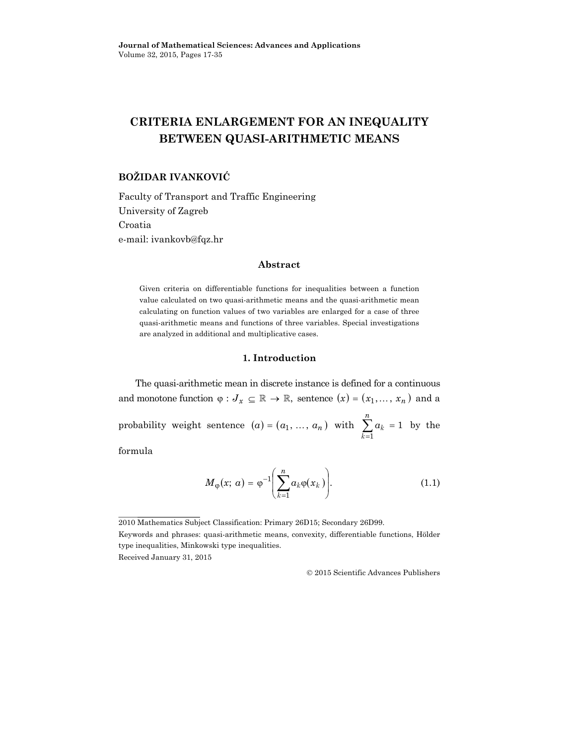# CRITERIA ENLARGEMENT FOR AN INEQUALITY BETWEEN QUASI-ARITHMETIC MEANS

**BOŽIDAR IVANKOVIĆ**

Faculty of Transport and Traffic Engineering
University of Zagreb
Croatia
e-mail: ivankovb@fqz.hr

### Abstract

Given criteria on differentiable functions for inequalities between a function value calculated on two quasi-arithmetic means and the quasi-arithmetic mean calculating on function values of two variables are enlarged for a case of three quasi-arithmetic means and functions of three variables. Special investigations are analyzed in additional and multiplicative cases.

## 1. Introduction

The quasi-arithmetic mean in discrete instance is defined for a continuous and monotone function $\varphi : J_x \subseteq \mathbb{R} \to \mathbb{R}$, sentence $(x) = (x_1, \dots, x_n)$ and a probability weight sentence $(a) = (a_1, \dots, a_n)$ with $\sum_{k=1}^{n} a_k = 1$ by the formula

$$M_{\varphi}(x;\, a) = \varphi^{-1}\left(\sum_{k=1}^{n} a_k \varphi(x_k)\right). \tag{1.1}$$

---

2010 Mathematics Subject Classification: Primary 26D15; Secondary 26D99.

Keywords and phrases: quasi-arithmetic means, convexity, differentiable functions, Hölder type inequalities, Minkowski type inequalities.

Received January 31, 2015

© 2015 Scientific Advances Publishers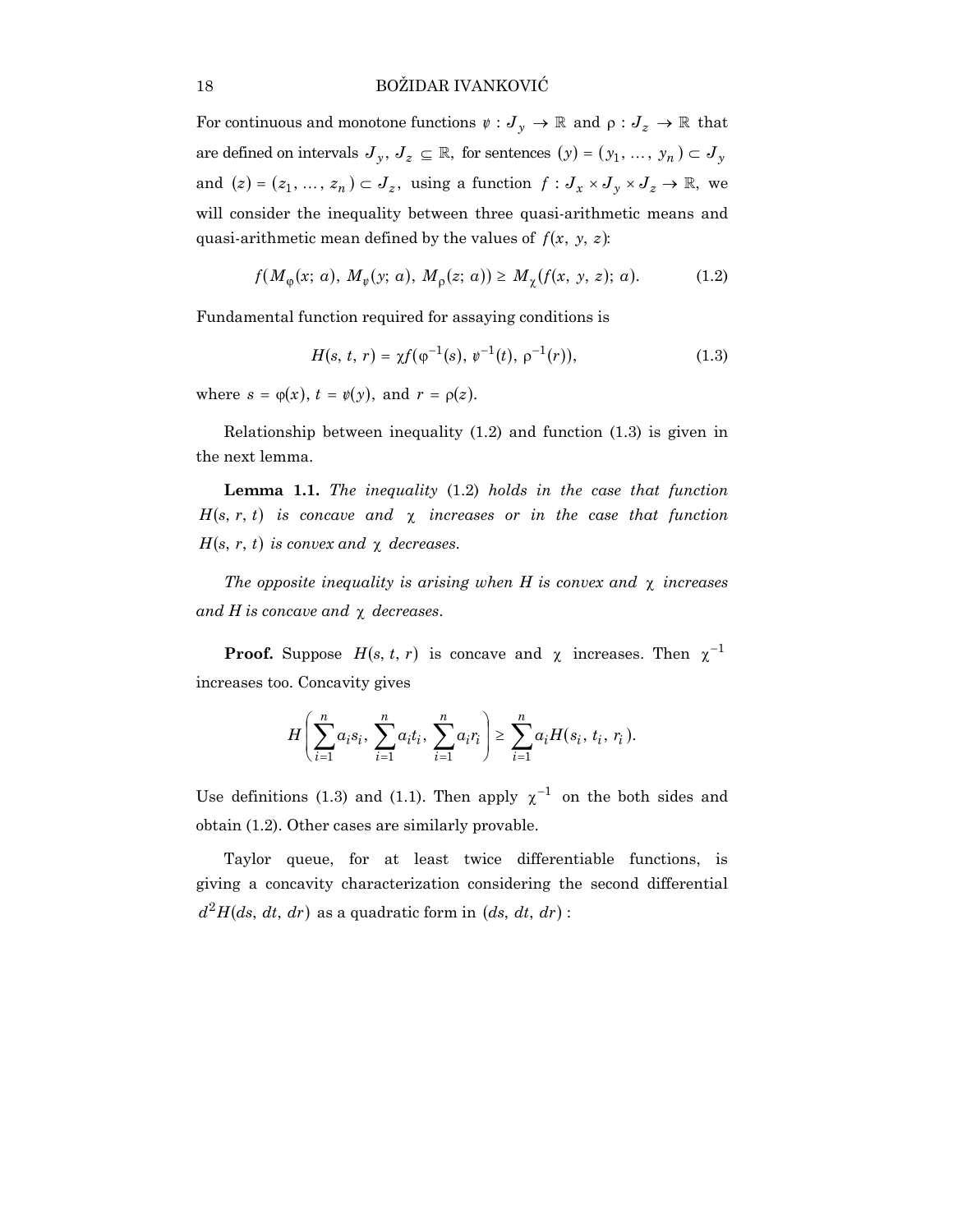For continuous and monotone functions $\psi : J_y \to \mathbb{R}$ and $\rho : J_z \to \mathbb{R}$ that are defined on intervals $J_y, J_z \subseteq \mathbb{R}$, for sentences $(y) = (y_1, \ldots, y_n) \subset J_y$ and $(z) = (z_1, \ldots, z_n) \subset J_z$, using a function $f : J_x \times J_y \times J_z \to \mathbb{R}$, we will consider the inequality between three quasi-arithmetic means and quasi-arithmetic mean defined by the values of $f(x, y, z)$:

$$f(M_\varphi(x; a), M_\psi(y; a), M_\rho(z; a)) \geq M_\chi(f(x, y, z); a). \tag{1.2}$$

Fundamental function required for assaying conditions is

$$H(s, t, r) = \chi f(\varphi^{-1}(s), \psi^{-1}(t), \rho^{-1}(r)), \tag{1.3}$$

where $s = \varphi(x)$, $t = \psi(y)$, and $r = \rho(z)$.

Relationship between inequality (1.2) and function (1.3) is given in the next lemma.

**Lemma 1.1.** *The inequality* (1.2) *holds in the case that function* $H(s, r, t)$ *is concave and* $\chi$ *increases or in the case that function* $H(s, r, t)$ *is convex and* $\chi$ *decreases.*

*The opposite inequality is arising when H is convex and* $\chi$ *increases and H is concave and* $\chi$ *decreases.*

**Proof.** Suppose $H(s, t, r)$ is concave and $\chi$ increases. Then $\chi^{-1}$ increases too. Concavity gives

$$H\left(\sum_{i=1}^{n} a_i s_i, \sum_{i=1}^{n} a_i t_i, \sum_{i=1}^{n} a_i r_i\right) \geq \sum_{i=1}^{n} a_i H(s_i, t_i, r_i).$$

Use definitions (1.3) and (1.1). Then apply $\chi^{-1}$ on the both sides and obtain (1.2). Other cases are similarly provable.

Taylor queue, for at least twice differentiable functions, is giving a concavity characterization considering the second differential $d^2 H(ds, dt, dr)$ as a quadratic form in $(ds, dt, dr)$: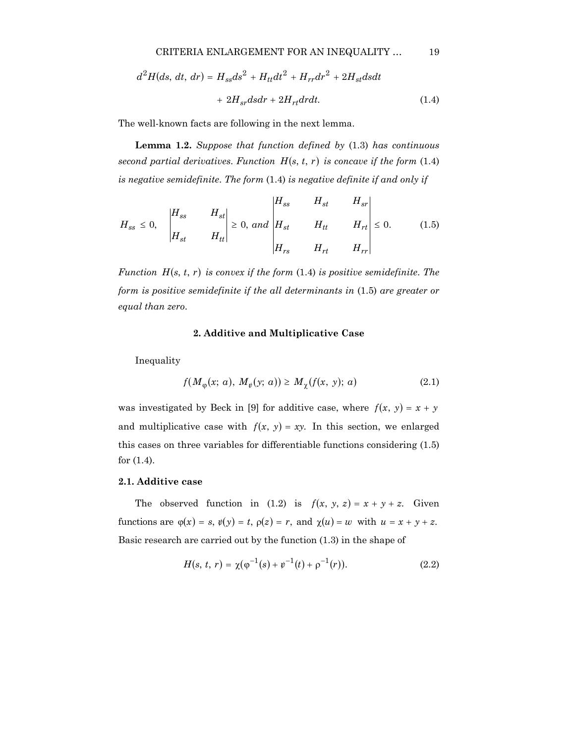$$d^2H(ds,\, dt,\, dr) = H_{ss}ds^2 + H_{tt}dt^2 + H_{rr}dr^2 + 2H_{st}dsdt$$
$$+ \, 2H_{sr}dsdr + 2H_{rt}drdt. \tag{1.4}$$

The well-known facts are following in the next lemma.

**Lemma 1.2.** *Suppose that function defined by* (1.3) *has continuous second partial derivatives. Function* $H(s, t, r)$ *is concave if the form* (1.4) *is negative semidefinite. The form* (1.4) *is negative definite if and only if*

$$H_{ss} \le 0, \quad \begin{vmatrix} H_{ss} & H_{st} \\ H_{st} & H_{tt} \end{vmatrix} \ge 0, \; and \; \begin{vmatrix} H_{ss} & H_{st} & H_{sr} \\ H_{st} & H_{tt} & H_{rt} \\ H_{rs} & H_{rt} & H_{rr} \end{vmatrix} \le 0. \tag{1.5}$$

*Function* $H(s, t, r)$ *is convex if the form* (1.4) *is positive semidefinite. The form is positive semidefinite if the all determinants in* (1.5) *are greater or equal than zero.*

## 2. Additive and Multiplicative Case

Inequality

$$f(M_\varphi(x;\, a),\, M_\psi(y;\, a)) \ge M_\chi(f(x,\, y);\, a) \tag{2.1}$$

was investigated by Beck in [9] for additive case, where $f(x, y) = x + y$ and multiplicative case with $f(x, y) = xy.$ In this section, we enlarged this cases on three variables for differentiable functions considering (1.5) for (1.4).

### 2.1. Additive case

The observed function in (1.2) is $f(x, y, z) = x + y + z.$ Given functions are $\varphi(x) = s,\ \psi(y) = t,\ \rho(z) = r,$ and $\chi(u) = w$ with $u = x + y + z.$ Basic research are carried out by the function (1.3) in the shape of

$$H(s,\, t,\, r) = \chi(\varphi^{-1}(s) + \psi^{-1}(t) + \rho^{-1}(r)). \tag{2.2}$$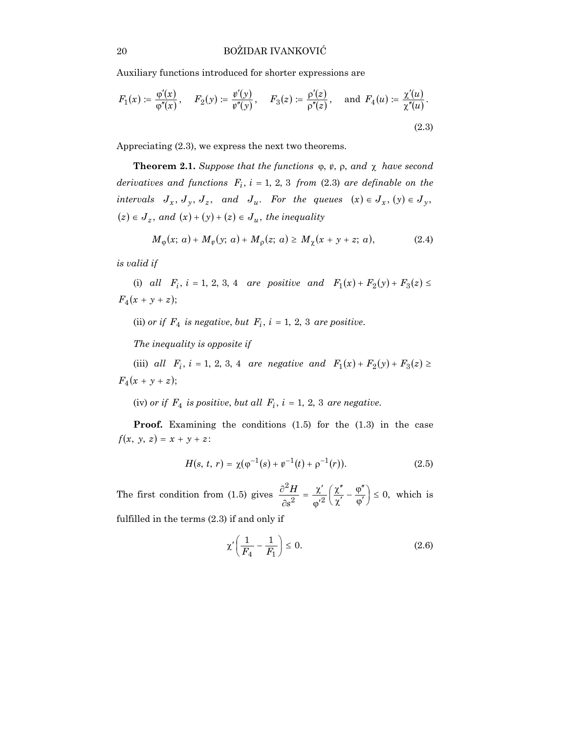Auxiliary functions introduced for shorter expressions are

$$F_1(x) := \frac{\varphi'(x)}{\varphi''(x)}, \quad F_2(y) := \frac{\psi'(y)}{\psi''(y)}, \quad F_3(z) := \frac{\rho'(z)}{\rho''(z)}, \quad \text{and } F_4(u) := \frac{\chi'(u)}{\chi''(u)}. \tag{2.3}$$

Appreciating (2.3), we express the next two theorems.

**Theorem 2.1.** *Suppose that the functions $\varphi$, $\psi$, $\rho$, and $\chi$ have second derivatives and functions $F_i$, $i = 1, 2, 3$ from (2.3) are definable on the intervals $J_x$, $J_y$, $J_z$, and $J_u$. For the queues $(x) \in J_x$, $(y) \in J_y$, $(z) \in J_z$, and $(x) + (y) + (z) \in J_u$, the inequality*

$$M_\varphi(x;\, a) + M_\psi(y;\, a) + M_\rho(z;\, a) \geq M_\chi(x + y + z;\, a), \tag{2.4}$$

*is valid if*

(i) *all $F_i$, $i = 1, 2, 3, 4$ are positive and $F_1(x) + F_2(y) + F_3(z) \leq F_4(x + y + z)$;*

(ii) *or if $F_4$ is negative, but $F_i$, $i = 1, 2, 3$ are positive.*

*The inequality is opposite if*

(iii) *all $F_i$, $i = 1, 2, 3, 4$ are negative and $F_1(x) + F_2(y) + F_3(z) \geq F_4(x + y + z)$;*

(iv) *or if $F_4$ is positive, but all $F_i$, $i = 1, 2, 3$ are negative.*

**Proof.** Examining the conditions (1.5) for the (1.3) in the case $f(x, y, z) = x + y + z$:

$$H(s, t, r) = \chi(\varphi^{-1}(s) + \psi^{-1}(t) + \rho^{-1}(r)). \tag{2.5}$$

The first condition from (1.5) gives $\dfrac{\partial^2 H}{\partial s^2} = \dfrac{\chi'}{\varphi'^2}\left(\dfrac{\chi''}{\chi'} - \dfrac{\varphi''}{\varphi'}\right) \leq 0$, which is fulfilled in the terms (2.3) if and only if

$$\chi'\left(\frac{1}{F_4} - \frac{1}{F_1}\right) \leq 0. \tag{2.6}$$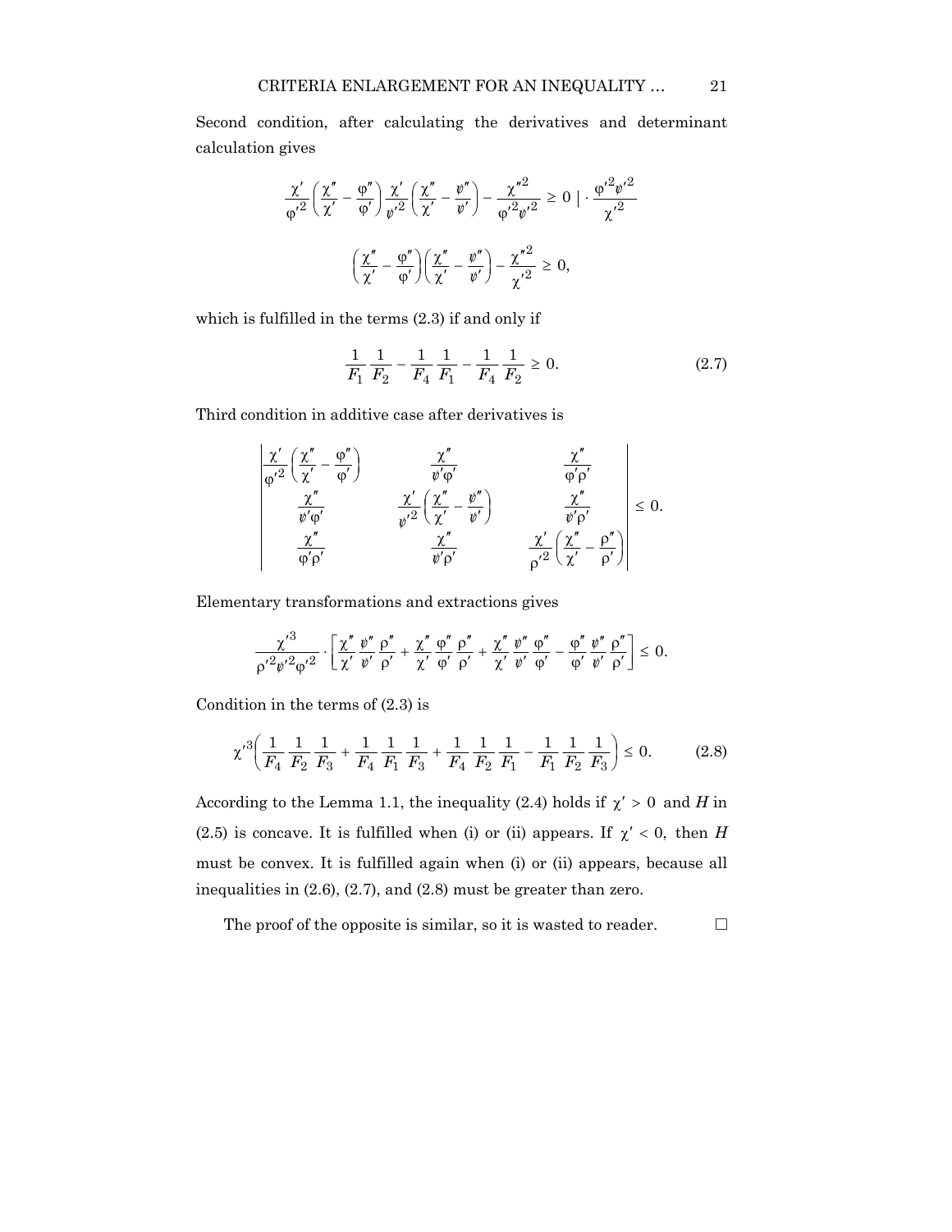Second condition, after calculating the derivatives and determinant calculation gives

$$\frac{\chi'}{\varphi'^2}\left(\frac{\chi''}{\chi'}-\frac{\varphi''}{\varphi'}\right)\frac{\chi'}{\psi'^2}\left(\frac{\chi''}{\chi'}-\frac{\psi''}{\psi'}\right)-\frac{\chi''^2}{\varphi'^2\psi'^2}\geq 0 \ \Big| \cdot \frac{\varphi'^2\psi'^2}{\chi'^2}$$

$$\left(\frac{\chi''}{\chi'}-\frac{\varphi''}{\varphi'}\right)\left(\frac{\chi''}{\chi'}-\frac{\psi''}{\psi'}\right)-\frac{\chi''^2}{\chi'^2}\geq 0,$$

which is fulfilled in the terms (2.3) if and only if

$$\frac{1}{F_1}\frac{1}{F_2}-\frac{1}{F_4}\frac{1}{F_1}-\frac{1}{F_4}\frac{1}{F_2}\geq 0. \tag{2.7}$$

Third condition in additive case after derivatives is

$$\begin{vmatrix} \frac{\chi'}{\varphi'^2}\left(\frac{\chi''}{\chi'}-\frac{\varphi''}{\varphi'}\right) & \frac{\chi''}{\psi'\varphi'} & \frac{\chi''}{\varphi'\rho'} \\ \frac{\chi''}{\psi'\varphi'} & \frac{\chi'}{\psi'^2}\left(\frac{\chi''}{\chi'}-\frac{\psi''}{\psi'}\right) & \frac{\chi''}{\psi'\rho'} \\ \frac{\chi''}{\varphi'\rho'} & \frac{\chi''}{\psi'\rho'} & \frac{\chi'}{\rho'^2}\left(\frac{\chi''}{\chi'}-\frac{\rho''}{\rho'}\right) \end{vmatrix}\leq 0.$$

Elementary transformations and extractions gives

$$\frac{\chi'^3}{\rho'^2\psi'^2\varphi'^2}\cdot\left[\frac{\chi''}{\chi'}\frac{\psi''}{\psi'}\frac{\rho''}{\rho'}+\frac{\chi''}{\chi'}\frac{\varphi''}{\varphi'}\frac{\rho''}{\rho'}+\frac{\chi''}{\chi'}\frac{\psi''}{\psi'}\frac{\varphi''}{\varphi'}-\frac{\varphi''}{\varphi'}\frac{\psi''}{\psi'}\frac{\rho''}{\rho'}\right]\leq 0.$$

Condition in the terms of (2.3) is

$$\chi'^3\left(\frac{1}{F_4}\frac{1}{F_2}\frac{1}{F_3}+\frac{1}{F_4}\frac{1}{F_1}\frac{1}{F_3}+\frac{1}{F_4}\frac{1}{F_2}\frac{1}{F_1}-\frac{1}{F_1}\frac{1}{F_2}\frac{1}{F_3}\right)\leq 0. \tag{2.8}$$

According to the Lemma 1.1, the inequality (2.4) holds if $\chi' > 0$ and $H$ in (2.5) is concave. It is fulfilled when (i) or (ii) appears. If $\chi' < 0$, then $H$ must be convex. It is fulfilled again when (i) or (ii) appears, because all inequalities in (2.6), (2.7), and (2.8) must be greater than zero.

The proof of the opposite is similar, so it is wasted to reader. □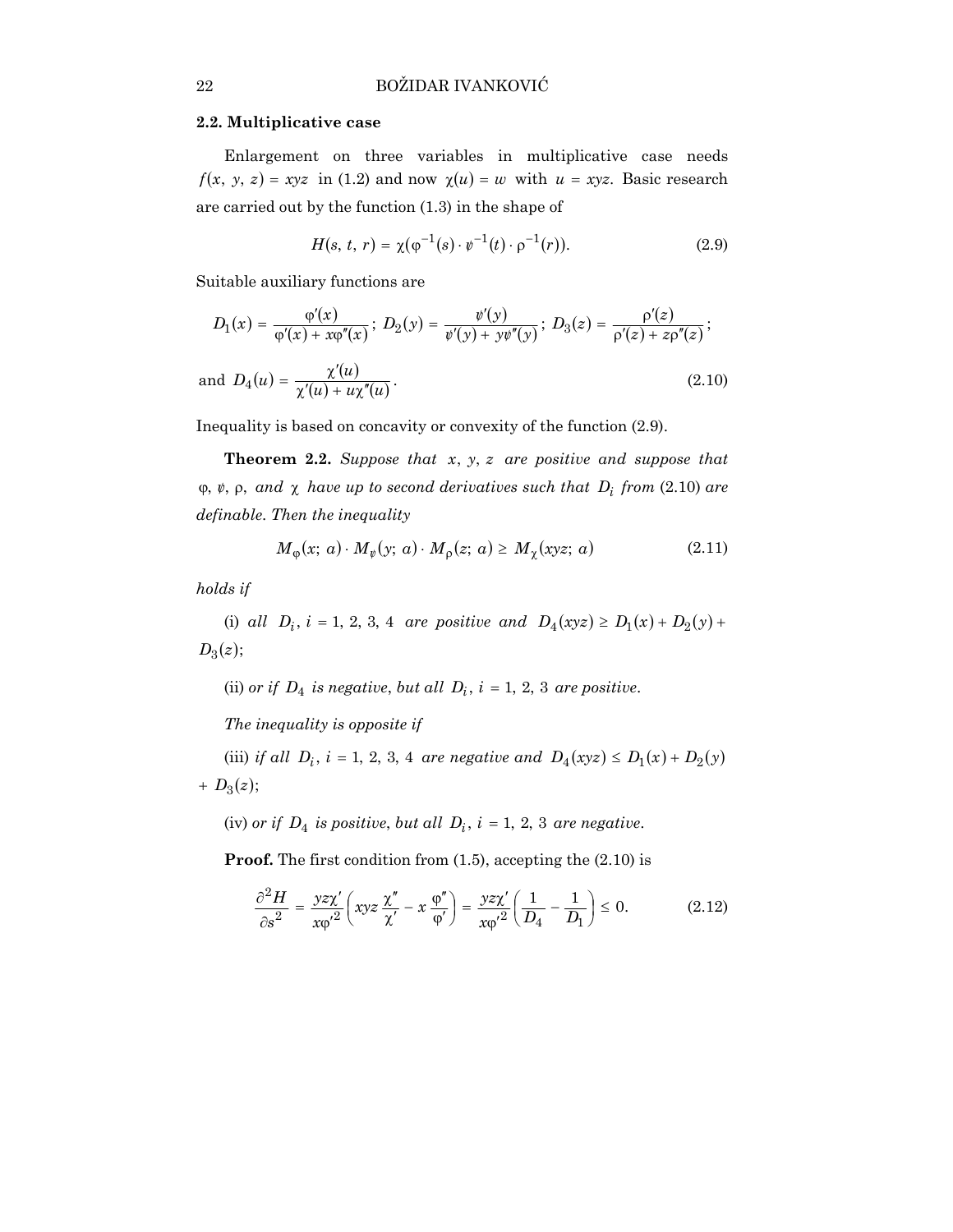### 2.2. Multiplicative case

Enlargement on three variables in multiplicative case needs $f(x, y, z) = xyz$ in (1.2) and now $\chi(u) = w$ with $u = xyz$. Basic research are carried out by the function (1.3) in the shape of

$$H(s, t, r) = \chi(\varphi^{-1}(s) \cdot \psi^{-1}(t) \cdot \rho^{-1}(r)). \tag{2.9}$$

Suitable auxiliary functions are

$$D_1(x) = \frac{\varphi'(x)}{\varphi'(x) + x\varphi''(x)}; \; D_2(y) = \frac{\psi'(y)}{\psi'(y) + y\psi''(y)}; \; D_3(z) = \frac{\rho'(z)}{\rho'(z) + z\rho''(z)};$$

$$\text{and } D_4(u) = \frac{\chi'(u)}{\chi'(u) + u\chi''(u)}. \tag{2.10}$$

Inequality is based on concavity or convexity of the function (2.9).

**Theorem 2.2.** *Suppose that $x, y, z$ are positive and suppose that $\varphi, \psi, \rho,$ and $\chi$ have up to second derivatives such that $D_i$ from* (2.10) *are definable. Then the inequality*

$$M_\varphi(x; a) \cdot M_\psi(y; a) \cdot M_\rho(z; a) \geq M_\chi(xyz; a) \tag{2.11}$$

*holds if*

(i) *all $D_i$, $i = 1, 2, 3, 4$ are positive and $D_4(xyz) \geq D_1(x) + D_2(y) + D_3(z)$;*

(ii) *or if $D_4$ is negative, but all $D_i$, $i = 1, 2, 3$ are positive.*

*The inequality is opposite if*

(iii) *if all $D_i$, $i = 1, 2, 3, 4$ are negative and $D_4(xyz) \leq D_1(x) + D_2(y) + D_3(z)$;*

(iv) *or if $D_4$ is positive, but all $D_i$, $i = 1, 2, 3$ are negative.*

**Proof.** The first condition from (1.5), accepting the (2.10) is

$$\frac{\partial^2 H}{\partial s^2} = \frac{yz\chi'}{x\varphi'^2}\left(xyz\frac{\chi''}{\chi'} - x\frac{\varphi''}{\varphi'}\right) = \frac{yz\chi'}{x\varphi'^2}\left(\frac{1}{D_4} - \frac{1}{D_1}\right) \leq 0. \tag{2.12}$$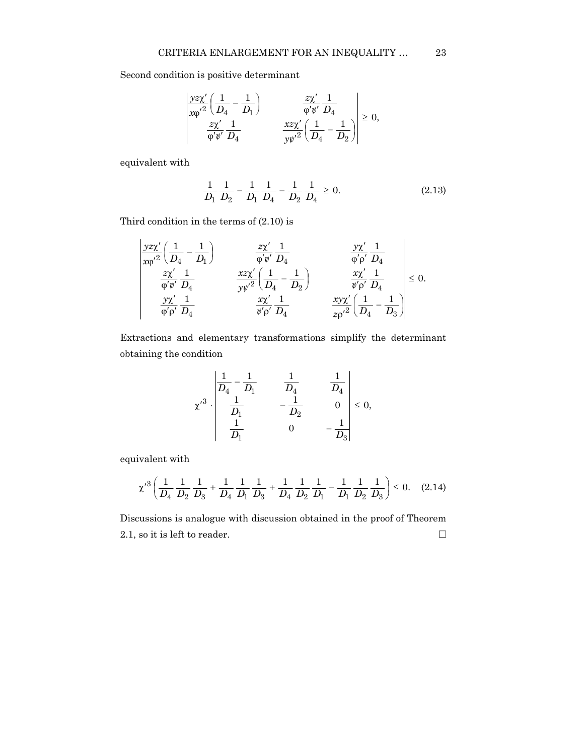Second condition is positive determinant

$$\begin{vmatrix} \dfrac{yz\chi'}{x\varphi'^2}\left(\dfrac{1}{D_4}-\dfrac{1}{D_1}\right) & \dfrac{z\chi'}{\varphi'\psi'}\dfrac{1}{D_4} \\ \dfrac{z\chi'}{\varphi'\psi'}\dfrac{1}{D_4} & \dfrac{xz\chi'}{y\psi'^2}\left(\dfrac{1}{D_4}-\dfrac{1}{D_2}\right) \end{vmatrix} \geq 0,$$

equivalent with

$$\frac{1}{D_1}\frac{1}{D_2} - \frac{1}{D_1}\frac{1}{D_4} - \frac{1}{D_2}\frac{1}{D_4} \geq 0. \tag{2.13}$$

Third condition in the terms of (2.10) is

$$\begin{vmatrix} \dfrac{yz\chi'}{x\varphi'^2}\left(\dfrac{1}{D_4}-\dfrac{1}{D_1}\right) & \dfrac{z\chi'}{\varphi'\psi'}\dfrac{1}{D_4} & \dfrac{y\chi'}{\varphi'\rho'}\dfrac{1}{D_4} \\ \dfrac{z\chi'}{\varphi'\psi'}\dfrac{1}{D_4} & \dfrac{xz\chi'}{y\psi'^2}\left(\dfrac{1}{D_4}-\dfrac{1}{D_2}\right) & \dfrac{x\chi'}{\psi'\rho'}\dfrac{1}{D_4} \\ \dfrac{y\chi'}{\varphi'\rho'}\dfrac{1}{D_4} & \dfrac{x\chi'}{\psi'\rho'}\dfrac{1}{D_4} & \dfrac{xy\chi'}{z\rho'^2}\left(\dfrac{1}{D_4}-\dfrac{1}{D_3}\right) \end{vmatrix} \leq 0.$$

Extractions and elementary transformations simplify the determinant obtaining the condition

$$\chi'^3 \cdot \begin{vmatrix} \dfrac{1}{D_4}-\dfrac{1}{D_1} & \dfrac{1}{D_4} & \dfrac{1}{D_4} \\ \dfrac{1}{D_1} & -\dfrac{1}{D_2} & 0 \\ \dfrac{1}{D_1} & 0 & -\dfrac{1}{D_3} \end{vmatrix} \leq 0,$$

equivalent with

$$\chi'^3\left(\frac{1}{D_4}\frac{1}{D_2}\frac{1}{D_3} + \frac{1}{D_4}\frac{1}{D_1}\frac{1}{D_3} + \frac{1}{D_4}\frac{1}{D_2}\frac{1}{D_1} - \frac{1}{D_1}\frac{1}{D_2}\frac{1}{D_3}\right) \leq 0. \tag{2.14}$$

Discussions is analogue with discussion obtained in the proof of Theorem 2.1, so it is left to reader. □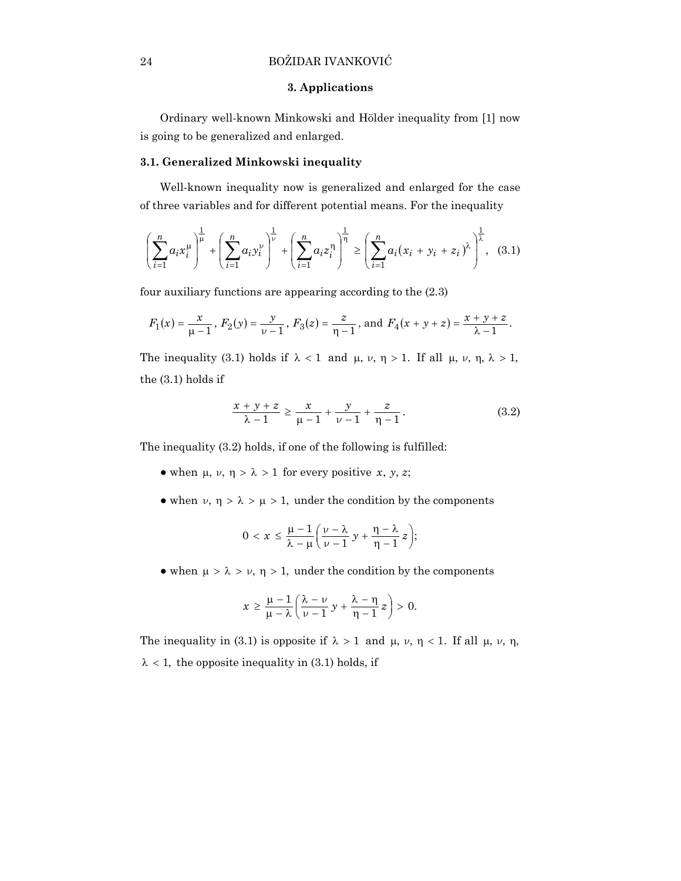## 3. Applications

Ordinary well-known Minkowski and Hölder inequality from [1] now is going to be generalized and enlarged.

### 3.1. Generalized Minkowski inequality

Well-known inequality now is generalized and enlarged for the case of three variables and for different potential means. For the inequality

$$\left(\sum_{i=1}^{n} a_i x_i^{\mu}\right)^{\frac{1}{\mu}} + \left(\sum_{i=1}^{n} a_i y_i^{\nu}\right)^{\frac{1}{\nu}} + \left(\sum_{i=1}^{n} a_i z_i^{\eta}\right)^{\frac{1}{\eta}} \geq \left(\sum_{i=1}^{n} a_i (x_i + y_i + z_i)^{\lambda}\right)^{\frac{1}{\lambda}}, \quad (3.1)$$

four auxiliary functions are appearing according to the (2.3)

$$F_1(x) = \frac{x}{\mu - 1},\ F_2(y) = \frac{y}{\nu - 1},\ F_3(z) = \frac{z}{\eta - 1},\ \text{and}\ F_4(x + y + z) = \frac{x + y + z}{\lambda - 1}.$$

The inequality (3.1) holds if $\lambda < 1$ and $\mu, \nu, \eta > 1$. If all $\mu, \nu, \eta, \lambda > 1$, the (3.1) holds if

$$\frac{x + y + z}{\lambda - 1} \geq \frac{x}{\mu - 1} + \frac{y}{\nu - 1} + \frac{z}{\eta - 1}. \quad (3.2)$$

The inequality (3.2) holds, if one of the following is fulfilled:

- when $\mu, \nu, \eta > \lambda > 1$ for every positive $x, y, z$;
- when $\nu, \eta > \lambda > \mu > 1$, under the condition by the components

$$0 < x \leq \frac{\mu - 1}{\lambda - \mu}\left(\frac{\nu - \lambda}{\nu - 1} y + \frac{\eta - \lambda}{\eta - 1} z\right);$$

- when $\mu > \lambda > \nu, \eta > 1$, under the condition by the components

$$x \geq \frac{\mu - 1}{\mu - \lambda}\left(\frac{\lambda - \nu}{\nu - 1} y + \frac{\lambda - \eta}{\eta - 1} z\right) > 0.$$

The inequality in (3.1) is opposite if $\lambda > 1$ and $\mu, \nu, \eta < 1$. If all $\mu, \nu, \eta, \lambda < 1$, the opposite inequality in (3.1) holds, if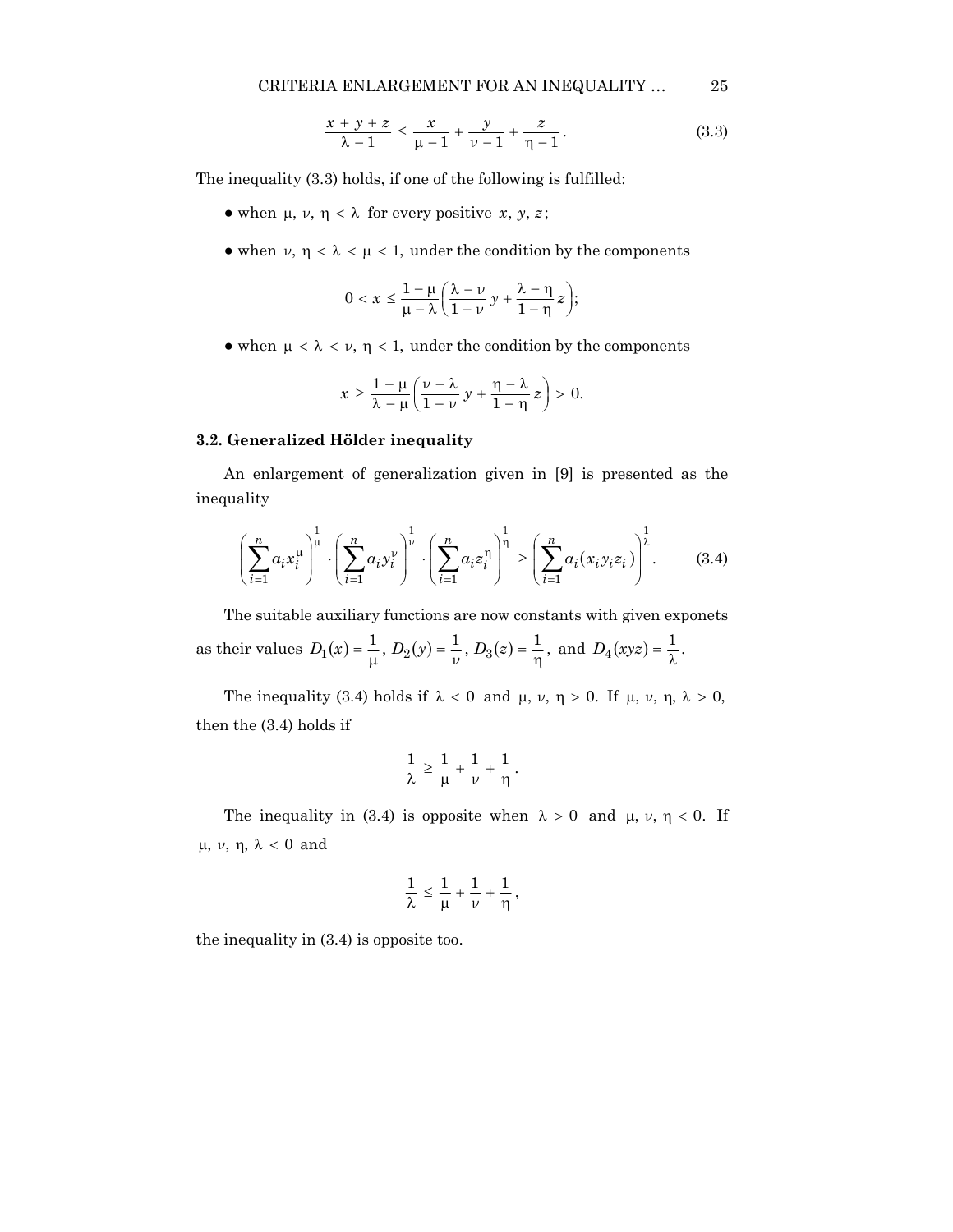$$\frac{x + y + z}{\lambda - 1} \leq \frac{x}{\mu - 1} + \frac{y}{\nu - 1} + \frac{z}{\eta - 1}. \tag{3.3}$$

The inequality (3.3) holds, if one of the following is fulfilled:

- when $\mu, \nu, \eta < \lambda$ for every positive $x, y, z$;

- when $\nu, \eta < \lambda < \mu < 1$, under the condition by the components

$$0 < x \leq \frac{1 - \mu}{\mu - \lambda}\left(\frac{\lambda - \nu}{1 - \nu}y + \frac{\lambda - \eta}{1 - \eta}z\right);$$

- when $\mu < \lambda < \nu, \eta < 1$, under the condition by the components

$$x \geq \frac{1 - \mu}{\lambda - \mu}\left(\frac{\nu - \lambda}{1 - \nu}y + \frac{\eta - \lambda}{1 - \eta}z\right) > 0.$$

### 3.2. Generalized Hölder inequality

An enlargement of generalization given in [9] is presented as the inequality

$$\left(\sum_{i=1}^{n} a_i x_i^{\mu}\right)^{\frac{1}{\mu}} \cdot \left(\sum_{i=1}^{n} a_i y_i^{\nu}\right)^{\frac{1}{\nu}} \cdot \left(\sum_{i=1}^{n} a_i z_i^{\eta}\right)^{\frac{1}{\eta}} \geq \left(\sum_{i=1}^{n} a_i (x_i y_i z_i)\right)^{\frac{1}{\lambda}}. \tag{3.4}$$

The suitable auxiliary functions are now constants with given exponets as their values $D_1(x) = \frac{1}{\mu}$, $D_2(y) = \frac{1}{\nu}$, $D_3(z) = \frac{1}{\eta}$, and $D_4(xyz) = \frac{1}{\lambda}$.

The inequality (3.4) holds if $\lambda < 0$ and $\mu, \nu, \eta > 0$. If $\mu, \nu, \eta, \lambda > 0$, then the (3.4) holds if

$$\frac{1}{\lambda} \geq \frac{1}{\mu} + \frac{1}{\nu} + \frac{1}{\eta}.$$

The inequality in (3.4) is opposite when $\lambda > 0$ and $\mu, \nu, \eta < 0$. If $\mu, \nu, \eta, \lambda < 0$ and

$$\frac{1}{\lambda} \leq \frac{1}{\mu} + \frac{1}{\nu} + \frac{1}{\eta},$$

the inequality in (3.4) is opposite too.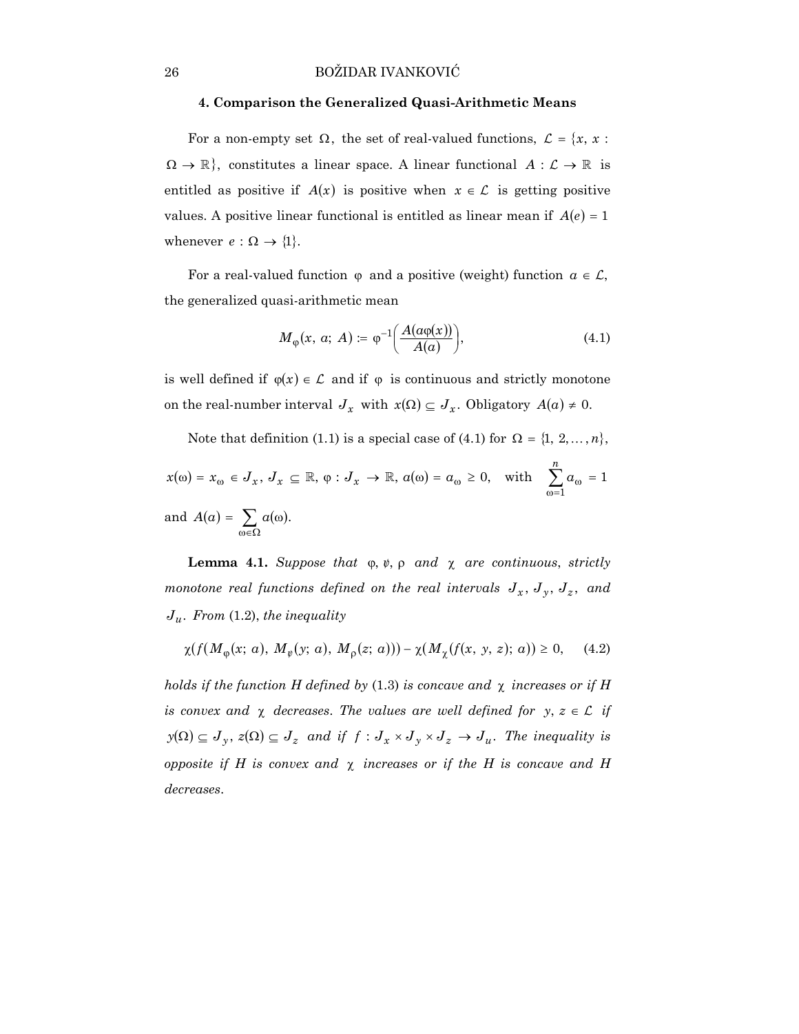### 4. Comparison the Generalized Quasi-Arithmetic Means

For a non-empty set $\Omega$, the set of real-valued functions, $\mathcal{L} = \{x, x : \Omega \to \mathbb{R}\}$, constitutes a linear space. A linear functional $A : \mathcal{L} \to \mathbb{R}$ is entitled as positive if $A(x)$ is positive when $x \in \mathcal{L}$ is getting positive values. A positive linear functional is entitled as linear mean if $A(e) = 1$ whenever $e : \Omega \to \{1\}$.

For a real-valued function $\varphi$ and a positive (weight) function $a \in \mathcal{L}$, the generalized quasi-arithmetic mean

$$M_{\varphi}(x, a; A) := \varphi^{-1}\left(\frac{A(a\varphi(x))}{A(a)}\right), \tag{4.1}$$

is well defined if $\varphi(x) \in \mathcal{L}$ and if $\varphi$ is continuous and strictly monotone on the real-number interval $J_x$ with $x(\Omega) \subseteq J_x$. Obligatory $A(a) \neq 0$.

Note that definition (1.1) is a special case of (4.1) for $\Omega = \{1, 2, \ldots, n\}$, $x(\omega) = x_{\omega} \in J_x$, $J_x \subseteq \mathbb{R}$, $\varphi : J_x \to \mathbb{R}$, $a(\omega) = a_{\omega} \geq 0$, with $\sum_{\omega=1}^{n} a_{\omega} = 1$ and $A(a) = \sum_{\omega \in \Omega} a(\omega)$.

**Lemma 4.1.** *Suppose that* $\varphi, \psi, \rho$ *and* $\chi$ *are continuous, strictly monotone real functions defined on the real intervals* $J_x, J_y, J_z$, *and* $J_u$. *From* (1.2), *the inequality*

$$\chi(f(M_{\varphi}(x; a), M_{\psi}(y; a), M_{\rho}(z; a))) - \chi(M_{\chi}(f(x, y, z); a)) \geq 0, \tag{4.2}$$

*holds if the function H defined by* (1.3) *is concave and* $\chi$ *increases or if H is convex and* $\chi$ *decreases. The values are well defined for* $y, z \in \mathcal{L}$ *if* $y(\Omega) \subseteq J_y$, $z(\Omega) \subseteq J_z$ *and if* $f : J_x \times J_y \times J_z \to J_u$. *The inequality is opposite if H is convex and* $\chi$ *increases or if the H is concave and H decreases.*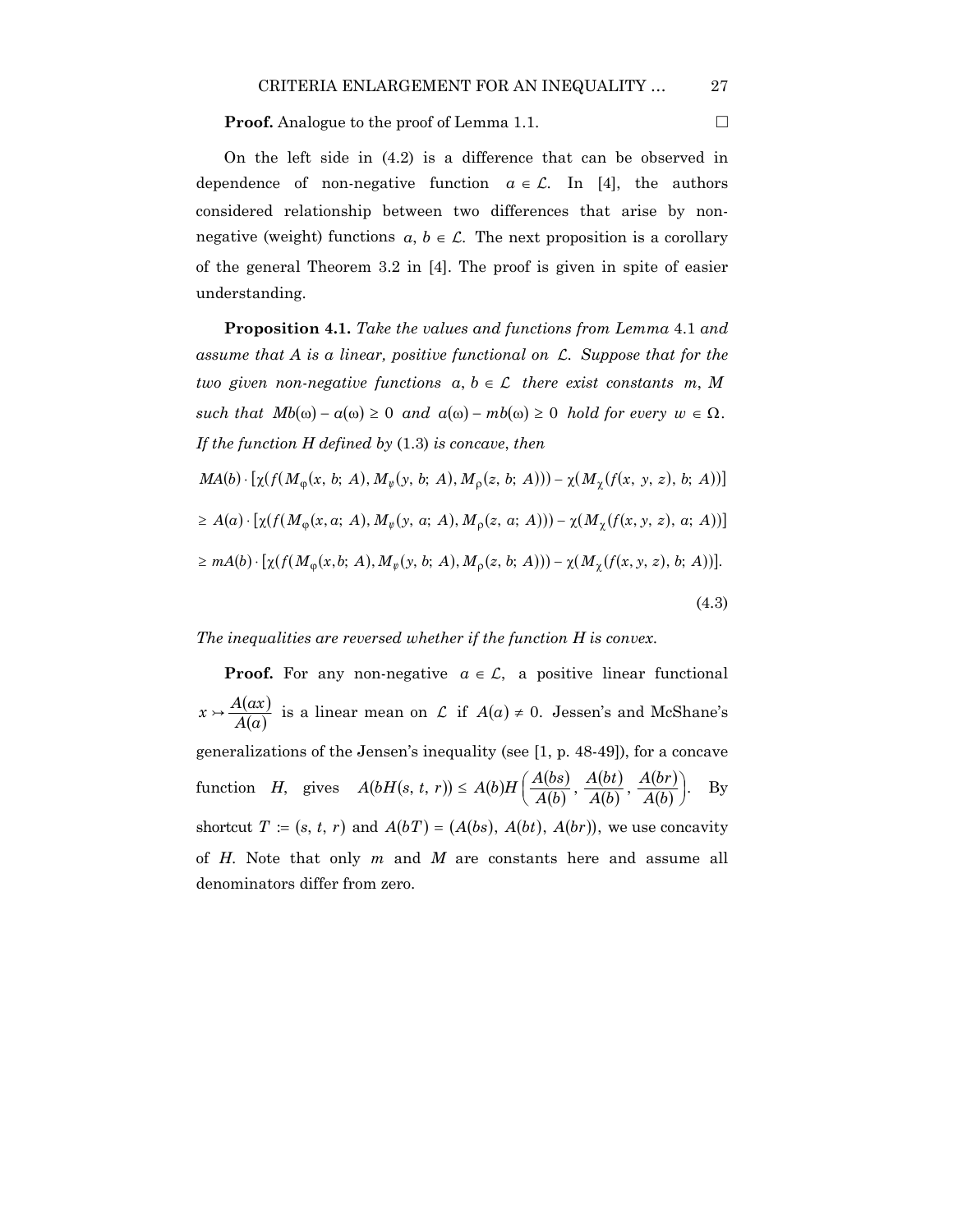**Proof.** Analogue to the proof of Lemma 1.1. □

On the left side in (4.2) is a difference that can be observed in dependence of non-negative function $a \in \mathcal{L}$. In [4], the authors considered relationship between two differences that arise by non-negative (weight) functions $a, b \in \mathcal{L}$. The next proposition is a corollary of the general Theorem 3.2 in [4]. The proof is given in spite of easier understanding.

**Proposition 4.1.** *Take the values and functions from Lemma* 4.1 *and assume that A is a linear, positive functional on* $\mathcal{L}$. *Suppose that for the two given non-negative functions* $a, b \in \mathcal{L}$ *there exist constants* $m, M$ *such that* $Mb(\omega) - a(\omega) \geq 0$ *and* $a(\omega) - mb(\omega) \geq 0$ *hold for every* $w \in \Omega$. *If the function H defined by* (1.3) *is concave, then*

$$MA(b) \cdot [\chi(f(M_{\varphi}(x, b; A), M_{\psi}(y, b; A), M_{\rho}(z, b; A))) - \chi(M_{\chi}(f(x, y, z), b; A))]$$

$$\geq A(a) \cdot [\chi(f(M_{\varphi}(x, a; A), M_{\psi}(y, a; A), M_{\rho}(z, a; A))) - \chi(M_{\chi}(f(x, y, z), a; A))]$$

$$\geq mA(b) \cdot [\chi(f(M_{\varphi}(x, b; A), M_{\psi}(y, b; A), M_{\rho}(z, b; A))) - \chi(M_{\chi}(f(x, y, z), b; A))]. \tag{4.3}$$

*The inequalities are reversed whether if the function H is convex.*

**Proof.** For any non-negative $a \in \mathcal{L}$, a positive linear functional $x \mapsto \frac{A(ax)}{A(a)}$ is a linear mean on $\mathcal{L}$ if $A(a) \neq 0$. Jessen's and McShane's generalizations of the Jensen's inequality (see [1, p. 48-49]), for a concave function $H$, gives $A(bH(s, t, r)) \leq A(b)H\left(\frac{A(bs)}{A(b)}, \frac{A(bt)}{A(b)}, \frac{A(br)}{A(b)}\right)$. By shortcut $T := (s, t, r)$ and $A(bT) = (A(bs), A(bt), A(br))$, we use concavity of $H$. Note that only $m$ and $M$ are constants here and assume all denominators differ from zero.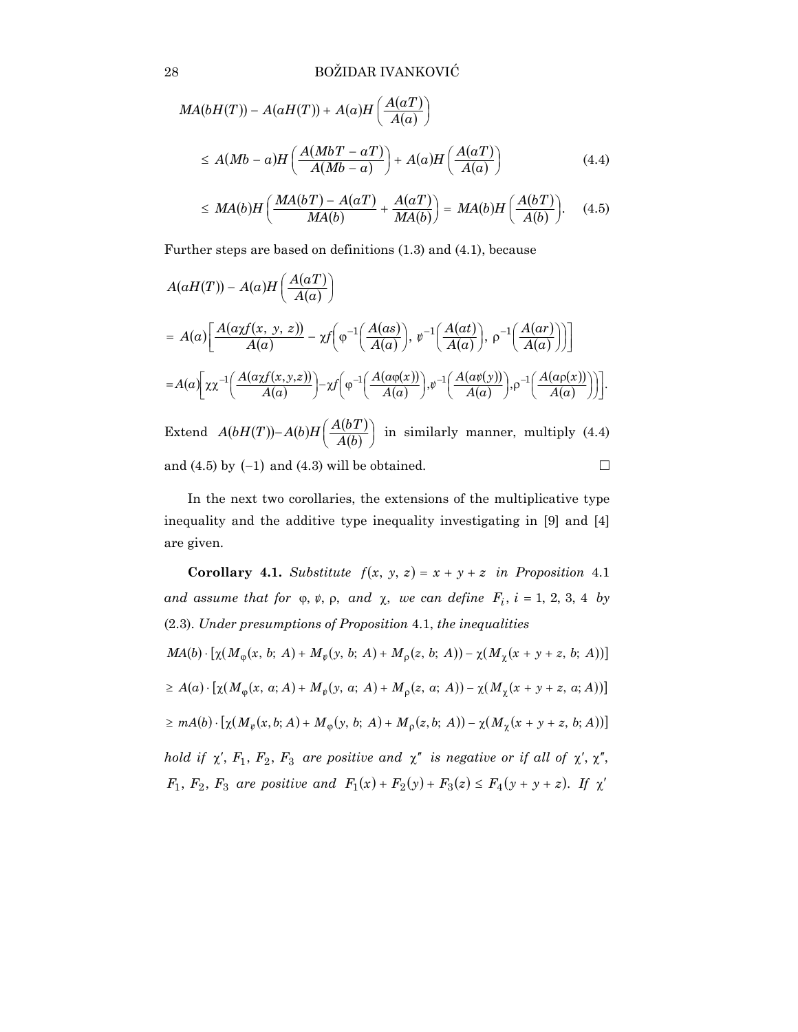$$MA(bH(T)) - A(aH(T)) + A(a)H\left(\frac{A(aT)}{A(a)}\right)$$

$$\leq A(Mb - a)H\left(\frac{A(MbT - aT)}{A(Mb - a)}\right) + A(a)H\left(\frac{A(aT)}{A(a)}\right) \tag{4.4}$$

$$\leq MA(b)H\left(\frac{MA(bT) - A(aT)}{MA(b)} + \frac{A(aT)}{MA(b)}\right) = MA(b)H\left(\frac{A(bT)}{A(b)}\right). \tag{4.5}$$

Further steps are based on definitions (1.3) and (4.1), because

$$A(aH(T)) - A(a)H\left(\frac{A(aT)}{A(a)}\right)$$

$$= A(a)\left[\frac{A(a\chi f(x,\ y,\ z))}{A(a)} - \chi f\left(\varphi^{-1}\left(\frac{A(as)}{A(a)}\right),\ \psi^{-1}\left(\frac{A(at)}{A(a)}\right),\ \rho^{-1}\left(\frac{A(ar)}{A(a)}\right)\right)\right]$$

$$= A(a)\left[\chi\chi^{-1}\left(\frac{A(a\chi f(x,y,z))}{A(a)}\right) - \chi f\left(\varphi^{-1}\left(\frac{A(a\varphi(x))}{A(a)}\right), \psi^{-1}\left(\frac{A(a\psi(y))}{A(a)}\right), \rho^{-1}\left(\frac{A(a\rho(x))}{A(a)}\right)\right)\right].$$

Extend $A(bH(T)) - A(b)H\left(\frac{A(bT)}{A(b)}\right)$ in similarly manner, multiply (4.4) and (4.5) by $(-1)$ and (4.3) will be obtained. □

In the next two corollaries, the extensions of the multiplicative type inequality and the additive type inequality investigating in [9] and [4] are given.

**Corollary 4.1.** *Substitute* $f(x,\ y,\ z) = x + y + z$ *in Proposition* 4.1 *and assume that for* $\varphi,\ \psi,\ \rho,$ *and* $\chi$, *we can define* $F_i,\ i = 1,\ 2,\ 3,\ 4$ *by* (2.3). *Under presumptions of Proposition* 4.1, *the inequalities*

$$MA(b) \cdot [\chi(M_\varphi(x,\ b;\ A) + M_\psi(y,\ b;\ A) + M_\rho(z,\ b;\ A)) - \chi(M_\chi(x + y + z,\ b;\ A))]$$

$$\geq A(a) \cdot [\chi(M_\varphi(x,\ a;\ A) + M_\psi(y,\ a;\ A) + M_\rho(z,\ a;\ A)) - \chi(M_\chi(x + y + z,\ a;\ A))]$$

$$\geq mA(b) \cdot [\chi(M_\psi(x, b; A) + M_\varphi(y,\ b;\ A) + M_\rho(z, b;\ A)) - \chi(M_\chi(x + y + z,\ b; A))]$$

*hold if* $\chi',\ F_1,\ F_2,\ F_3$ *are positive and* $\chi''$ *is negative or if all of* $\chi',\ \chi'',$ $F_1,\ F_2,\ F_3$ *are positive and* $F_1(x) + F_2(y) + F_3(z) \leq F_4(y + y + z)$. *If* $\chi'$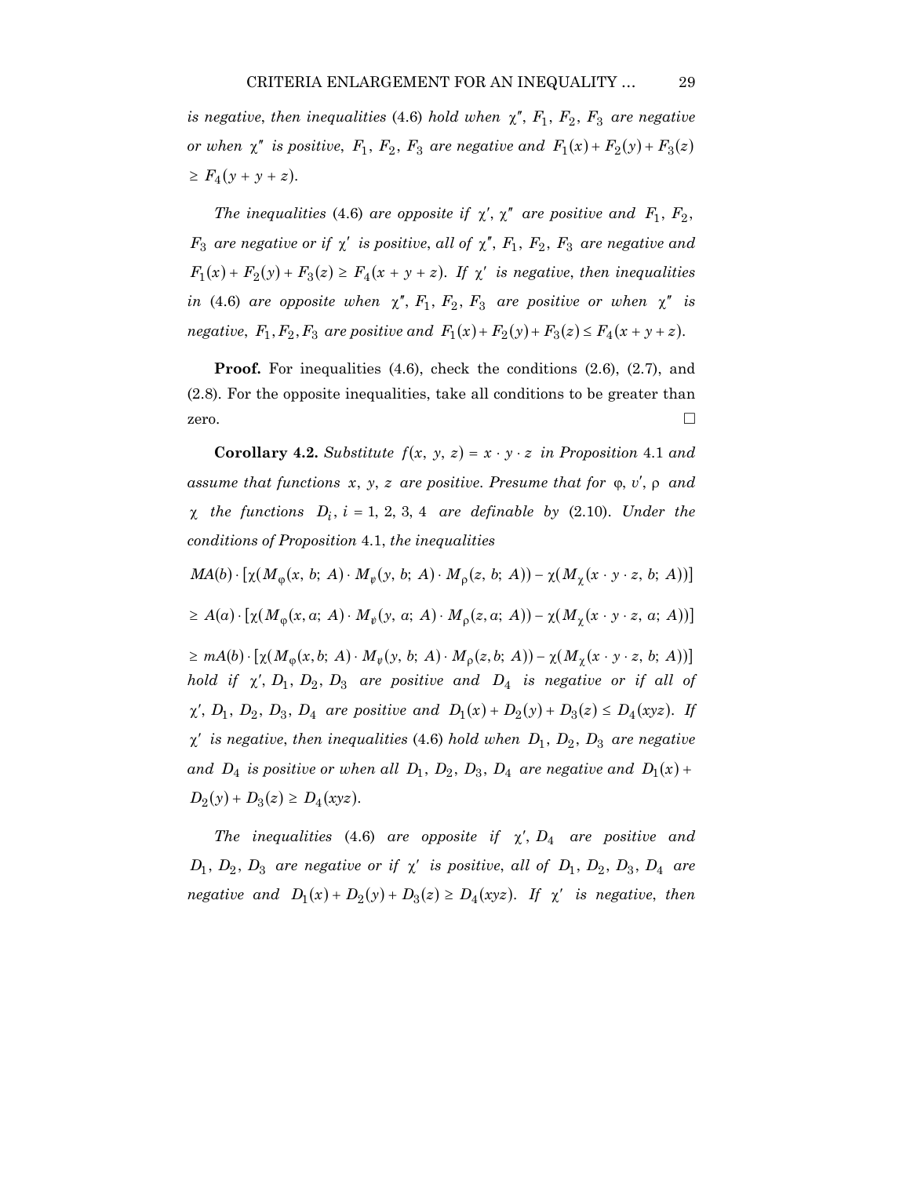*is negative, then inequalities* (4.6) *hold when* $\chi''$, $F_1$, $F_2$, $F_3$ *are negative or when* $\chi''$ *is positive,* $F_1$, $F_2$, $F_3$ *are negative and* $F_1(x) + F_2(y) + F_3(z) \geq F_4(y + y + z)$.

*The inequalities* (4.6) *are opposite if* $\chi'$, $\chi''$ *are positive and* $F_1$, $F_2$, $F_3$ *are negative or if* $\chi'$ *is positive, all of* $\chi''$, $F_1$, $F_2$, $F_3$ *are negative and* $F_1(x) + F_2(y) + F_3(z) \geq F_4(x + y + z)$. *If* $\chi'$ *is negative, then inequalities in* (4.6) *are opposite when* $\chi''$, $F_1$, $F_2$, $F_3$ *are positive or when* $\chi''$ *is negative,* $F_1, F_2, F_3$ *are positive and* $F_1(x) + F_2(y) + F_3(z) \leq F_4(x + y + z)$.

**Proof.** For inequalities (4.6), check the conditions (2.6), (2.7), and (2.8). For the opposite inequalities, take all conditions to be greater than zero. □

**Corollary 4.2.** *Substitute* $f(x, y, z) = x \cdot y \cdot z$ *in Proposition* 4.1 *and assume that functions* $x$, $y$, $z$ *are positive. Presume that for* $\varphi$, $v'$, $\rho$ *and* $\chi$ *the functions* $D_i$, $i = 1, 2, 3, 4$ *are definable by* (2.10). *Under the conditions of Proposition* 4.1, *the inequalities*

$$MA(b) \cdot [\chi(M_\varphi(x, b; A) \cdot M_\psi(y, b; A) \cdot M_\rho(z, b; A)) - \chi(M_\chi(x \cdot y \cdot z, b; A))]$$

$$\geq A(a) \cdot [\chi(M_\varphi(x, a; A) \cdot M_\psi(y, a; A) \cdot M_\rho(z, a; A)) - \chi(M_\chi(x \cdot y \cdot z, a; A))]$$

$$\geq mA(b) \cdot [\chi(M_\varphi(x, b; A) \cdot M_\psi(y, b; A) \cdot M_\rho(z, b; A)) - \chi(M_\chi(x \cdot y \cdot z, b; A))]$$

*hold if* $\chi'$, $D_1$, $D_2$, $D_3$ *are positive and* $D_4$ *is negative or if all of* $\chi'$, $D_1$, $D_2$, $D_3$, $D_4$ *are positive and* $D_1(x) + D_2(y) + D_3(z) \leq D_4(xyz)$. *If* $\chi'$ *is negative, then inequalities* (4.6) *hold when* $D_1$, $D_2$, $D_3$ *are negative and* $D_4$ *is positive or when all* $D_1$, $D_2$, $D_3$, $D_4$ *are negative and* $D_1(x) + D_2(y) + D_3(z) \geq D_4(xyz)$.

*The inequalities* (4.6) *are opposite if* $\chi'$, $D_4$ *are positive and* $D_1$, $D_2$, $D_3$ *are negative or if* $\chi'$ *is positive, all of* $D_1$, $D_2$, $D_3$, $D_4$ *are negative and* $D_1(x) + D_2(y) + D_3(z) \geq D_4(xyz)$. *If* $\chi'$ *is negative, then*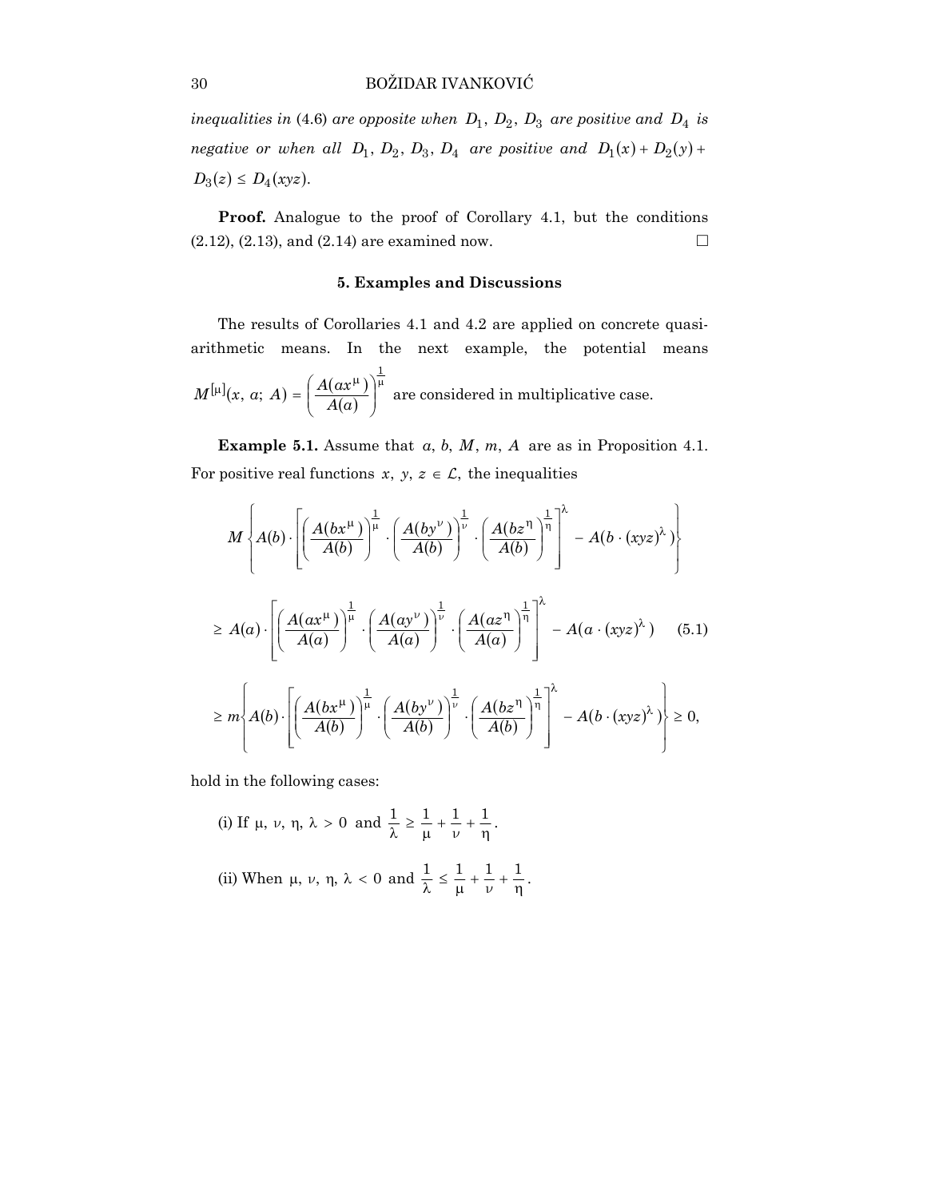*inequalities in* (4.6) *are opposite when* $D_1, D_2, D_3$ *are positive and* $D_4$ *is negative or when all* $D_1, D_2, D_3, D_4$ *are positive and* $D_1(x) + D_2(y) + D_3(z) \leq D_4(xyz)$.

**Proof.** Analogue to the proof of Corollary 4.1, but the conditions (2.12), (2.13), and (2.14) are examined now. $\square$

## 5. Examples and Discussions

The results of Corollaries 4.1 and 4.2 are applied on concrete quasi-arithmetic means. In the next example, the potential means $M^{[\mu]}(x, a; A) = \left(\frac{A(ax^{\mu})}{A(a)}\right)^{\frac{1}{\mu}}$ are considered in multiplicative case.

**Example 5.1.** Assume that $a, b, M, m, A$ are as in Proposition 4.1. For positive real functions $x, y, z \in \mathcal{L}$, the inequalities

$$M\left\{A(b) \cdot \left[\left(\frac{A(bx^{\mu})}{A(b)}\right)^{\frac{1}{\mu}} \cdot \left(\frac{A(by^{\nu})}{A(b)}\right)^{\frac{1}{\nu}} \cdot \left(\frac{A(bz^{\eta})}{A(b)}\right)^{\frac{1}{\eta}}\right]^{\lambda} - A(b \cdot (xyz)^{\lambda})\right\}$$

$$\geq A(a) \cdot \left[\left(\frac{A(ax^{\mu})}{A(a)}\right)^{\frac{1}{\mu}} \cdot \left(\frac{A(ay^{\nu})}{A(a)}\right)^{\frac{1}{\nu}} \cdot \left(\frac{A(az^{\eta})}{A(a)}\right)^{\frac{1}{\eta}}\right]^{\lambda} - A(a \cdot (xyz)^{\lambda}) \tag{5.1}$$

$$\geq m\left\{A(b) \cdot \left[\left(\frac{A(bx^{\mu})}{A(b)}\right)^{\frac{1}{\mu}} \cdot \left(\frac{A(by^{\nu})}{A(b)}\right)^{\frac{1}{\nu}} \cdot \left(\frac{A(bz^{\eta})}{A(b)}\right)^{\frac{1}{\eta}}\right]^{\lambda} - A(b \cdot (xyz)^{\lambda})\right\} \geq 0,$$

hold in the following cases:

(i) If $\mu, \nu, \eta, \lambda > 0$ and $\frac{1}{\lambda} \geq \frac{1}{\mu} + \frac{1}{\nu} + \frac{1}{\eta}$.

(ii) When $\mu, \nu, \eta, \lambda < 0$ and $\frac{1}{\lambda} \leq \frac{1}{\mu} + \frac{1}{\nu} + \frac{1}{\eta}$.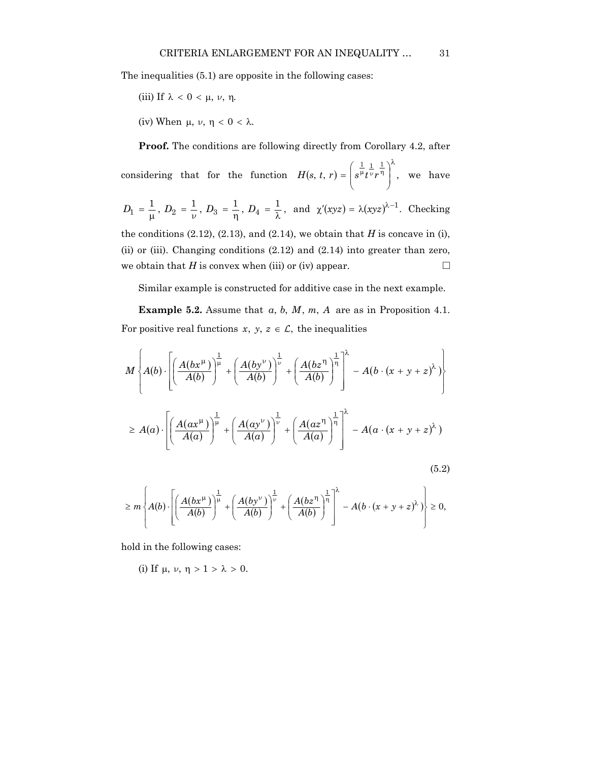The inequalities (5.1) are opposite in the following cases:

(iii) If $\lambda < 0 < \mu, \nu, \eta$.

(iv) When $\mu, \nu, \eta < 0 < \lambda$.

**Proof.** The conditions are following directly from Corollary 4.2, after considering that for the function $H(s, t, r) = \left(s^{\frac{1}{\mu}} t^{\frac{1}{\nu}} r^{\frac{1}{\eta}}\right)^{\lambda}$, we have $D_1 = \frac{1}{\mu}$, $D_2 = \frac{1}{\nu}$, $D_3 = \frac{1}{\eta}$, $D_4 = \frac{1}{\lambda}$, and $\chi'(xyz) = \lambda(xyz)^{\lambda - 1}$. Checking the conditions (2.12), (2.13), and (2.14), we obtain that $H$ is concave in (i), (ii) or (iii). Changing conditions (2.12) and (2.14) into greater than zero, we obtain that $H$ is convex when (iii) or (iv) appear. $\square$

Similar example is constructed for additive case in the next example.

**Example 5.2.** Assume that $a, b, M, m, A$ are as in Proposition 4.1. For positive real functions $x, y, z \in \mathcal{L}$, the inequalities

$$M\left\{A(b)\cdot\left[\left(\frac{A(bx^{\mu})}{A(b)}\right)^{\frac{1}{\mu}} + \left(\frac{A(by^{\nu})}{A(b)}\right)^{\frac{1}{\nu}} + \left(\frac{A(bz^{\eta})}{A(b)}\right)^{\frac{1}{\eta}}\right]^{\lambda} - A(b\cdot(x+y+z)^{\lambda})\right\}$$

$$\geq A(a)\cdot\left[\left(\frac{A(ax^{\mu})}{A(a)}\right)^{\frac{1}{\mu}} + \left(\frac{A(ay^{\nu})}{A(a)}\right)^{\frac{1}{\nu}} + \left(\frac{A(az^{\eta})}{A(a)}\right)^{\frac{1}{\eta}}\right]^{\lambda} - A(a\cdot(x+y+z)^{\lambda})$$

$$\tag{5.2}$$

$$\geq m\left\{A(b)\cdot\left[\left(\frac{A(bx^{\mu})}{A(b)}\right)^{\frac{1}{\mu}} + \left(\frac{A(by^{\nu})}{A(b)}\right)^{\frac{1}{\nu}} + \left(\frac{A(bz^{\eta})}{A(b)}\right)^{\frac{1}{\eta}}\right]^{\lambda} - A(b\cdot(x+y+z)^{\lambda})\right\} \geq 0,$$

hold in the following cases:

(i) If $\mu, \nu, \eta > 1 > \lambda > 0$.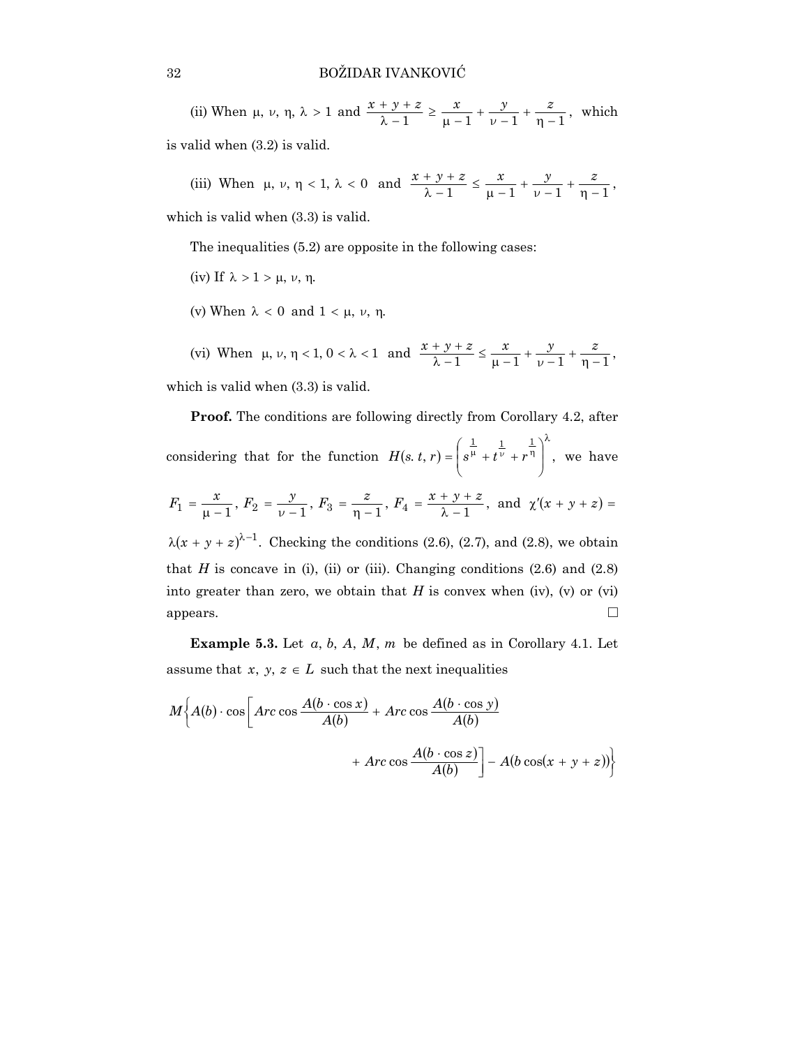(ii) When $\mu$, $\nu$, $\eta$, $\lambda > 1$ and $\frac{x+y+z}{\lambda-1} \geq \frac{x}{\mu-1} + \frac{y}{\nu-1} + \frac{z}{\eta-1}$, which is valid when (3.2) is valid.

(iii) When $\mu$, $\nu$, $\eta < 1$, $\lambda < 0$ and $\frac{x+y+z}{\lambda-1} \leq \frac{x}{\mu-1} + \frac{y}{\nu-1} + \frac{z}{\eta-1}$, which is valid when (3.3) is valid.

The inequalities (5.2) are opposite in the following cases:

(iv) If $\lambda > 1 > \mu$, $\nu$, $\eta$.

(v) When $\lambda < 0$ and $1 < \mu$, $\nu$, $\eta$.

(vi) When $\mu, \nu, \eta < 1$, $0 < \lambda < 1$ and $\frac{x+y+z}{\lambda-1} \leq \frac{x}{\mu-1} + \frac{y}{\nu-1} + \frac{z}{\eta-1}$, which is valid when (3.3) is valid.

**Proof.** The conditions are following directly from Corollary 4.2, after considering that for the function $H(s. t, r) = \left(s^{\frac{1}{\mu}} + t^{\frac{1}{\nu}} + r^{\frac{1}{\eta}}\right)^{\lambda}$, we have $F_1 = \frac{x}{\mu-1}$, $F_2 = \frac{y}{\nu-1}$, $F_3 = \frac{z}{\eta-1}$, $F_4 = \frac{x+y+z}{\lambda-1}$, and $\chi'(x+y+z) = \lambda(x+y+z)^{\lambda-1}$. Checking the conditions (2.6), (2.7), and (2.8), we obtain that $H$ is concave in (i), (ii) or (iii). Changing conditions (2.6) and (2.8) into greater than zero, we obtain that $H$ is convex when (iv), (v) or (vi) appears. $\square$

**Example 5.3.** Let $a$, $b$, $A$, $M$, $m$ be defined as in Corollary 4.1. Let assume that $x$, $y$, $z \in L$ such that the next inequalities

$$M\left\{A(b) \cdot \cos\left[Arc\cos\frac{A(b \cdot \cos x)}{A(b)} + Arc\cos\frac{A(b \cdot \cos y)}{A(b)} + Arc\cos\frac{A(b \cdot \cos z)}{A(b)}\right] - A(b\cos(x+y+z))\right\}$$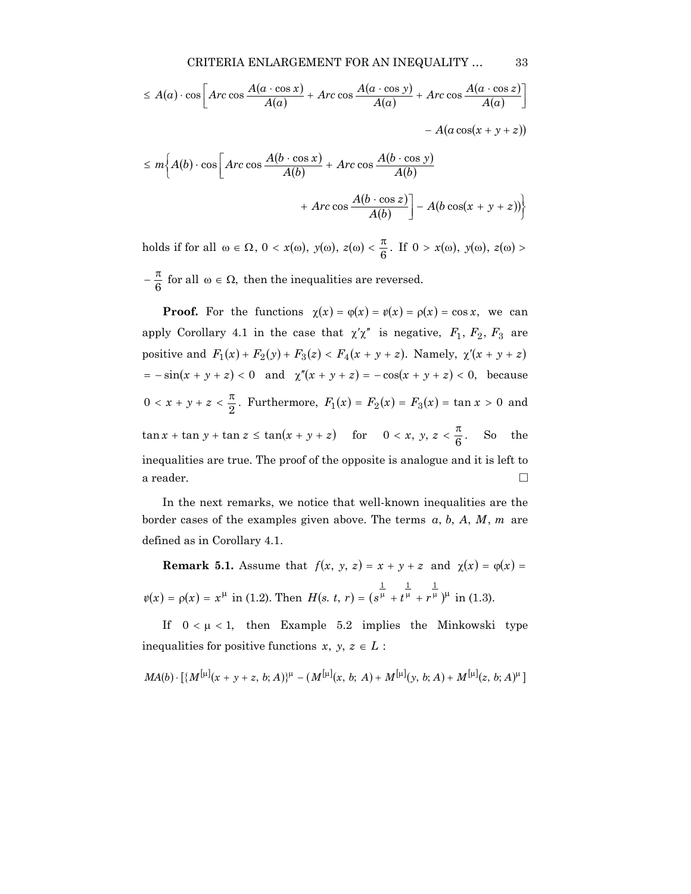$$\leq A(a) \cdot \cos\left[Arc\cos\frac{A(a\cdot\cos x)}{A(a)} + Arc\cos\frac{A(a\cdot\cos y)}{A(a)} + Arc\cos\frac{A(a\cdot\cos z)}{A(a)}\right]$$

$$- A(a\cos(x+y+z))$$

$$\leq m\left\{A(b)\cdot\cos\left[Arc\cos\frac{A(b\cdot\cos x)}{A(b)} + Arc\cos\frac{A(b\cdot\cos y)}{A(b)}\right.\right.$$

$$\left.\left. + Arc\cos\frac{A(b\cdot\cos z)}{A(b)}\right] - A(b\cos(x+y+z))\right\}$$

holds if for all $\omega \in \Omega$, $0 < x(\omega), y(\omega), z(\omega) < \frac{\pi}{6}$. If $0 > x(\omega), y(\omega), z(\omega) > -\frac{\pi}{6}$ for all $\omega \in \Omega$, then the inequalities are reversed.

**Proof.** For the functions $\chi(x) = \varphi(x) = \psi(x) = \rho(x) = \cos x$, we can apply Corollary 4.1 in the case that $\chi'\chi''$ is negative, $F_1, F_2, F_3$ are positive and $F_1(x) + F_2(y) + F_3(z) < F_4(x+y+z)$. Namely, $\chi'(x+y+z) = -\sin(x+y+z) < 0$ and $\chi''(x+y+z) = -\cos(x+y+z) < 0$, because $0 < x+y+z < \frac{\pi}{2}$. Furthermore, $F_1(x) = F_2(x) = F_3(x) = \tan x > 0$ and $\tan x + \tan y + \tan z \leq \tan(x+y+z)$ for $0 < x, y, z < \frac{\pi}{6}$. So the inequalities are true. The proof of the opposite is analogue and it is left to a reader. □

In the next remarks, we notice that well-known inequalities are the border cases of the examples given above. The terms $a, b, A, M, m$ are defined as in Corollary 4.1.

**Remark 5.1.** Assume that $f(x, y, z) = x + y + z$ and $\chi(x) = \varphi(x) = \psi(x) = \rho(x) = x^{\mu}$ in (1.2). Then $H(s. t, r) = (s^{\frac{1}{\mu}} + t^{\frac{1}{\mu}} + r^{\frac{1}{\mu}})^{\mu}$ in (1.3).

If $0 < \mu < 1$, then Example 5.2 implies the Minkowski type inequalities for positive functions $x, y, z \in L$:

$$MA(b)\cdot[\{M^{[\mu]}(x+y+z, b; A)\}^{\mu} - (M^{[\mu]}(x, b; A) + M^{[\mu]}(y, b; A) + M^{[\mu]}(z, b; A)^{\mu}]$$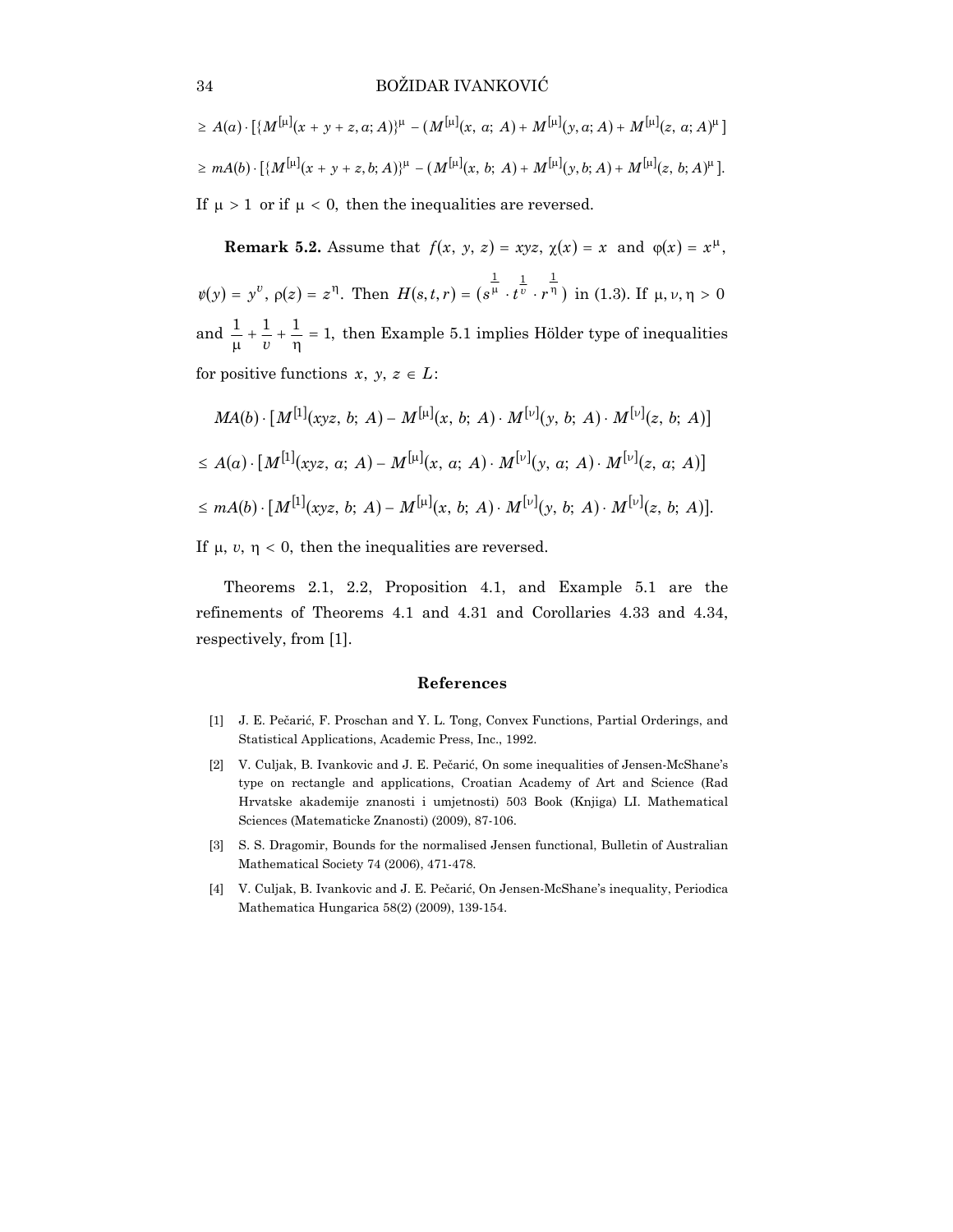$$\geq A(a) \cdot [\{M^{[\mu]}(x + y + z, a; A)\}^{\mu} - (M^{[\mu]}(x, a; A) + M^{[\mu]}(y, a; A) + M^{[\mu]}(z, a; A)^{\mu}]$$

$$\geq mA(b) \cdot [\{M^{[\mu]}(x + y + z, b; A)\}^{\mu} - (M^{[\mu]}(x, b; A) + M^{[\mu]}(y, b; A) + M^{[\mu]}(z, b; A)^{\mu}].$$

If $\mu > 1$ or if $\mu < 0$, then the inequalities are reversed.

**Remark 5.2.** Assume that $f(x, y, z) = xyz$, $\chi(x) = x$ and $\varphi(x) = x^{\mu}$, $\psi(y) = y^{\upsilon}$, $\rho(z) = z^{\eta}$. Then $H(s, t, r) = (s^{\frac{1}{\mu}} \cdot t^{\frac{1}{\upsilon}} \cdot r^{\frac{1}{\eta}})$ in (1.3). If $\mu, \nu, \eta > 0$ and $\frac{1}{\mu} + \frac{1}{\upsilon} + \frac{1}{\eta} = 1$, then Example 5.1 implies Hölder type of inequalities for positive functions $x, y, z \in L$:

$$MA(b) \cdot [M^{[1]}(xyz, b; A) - M^{[\mu]}(x, b; A) \cdot M^{[\nu]}(y, b; A) \cdot M^{[\nu]}(z, b; A)]$$

$$\leq A(a) \cdot [M^{[1]}(xyz, a; A) - M^{[\mu]}(x, a; A) \cdot M^{[\nu]}(y, a; A) \cdot M^{[\nu]}(z, a; A)]$$

$$\leq mA(b) \cdot [M^{[1]}(xyz, b; A) - M^{[\mu]}(x, b; A) \cdot M^{[\nu]}(y, b; A) \cdot M^{[\nu]}(z, b; A)].$$

If $\mu, \upsilon, \eta < 0$, then the inequalities are reversed.

Theorems 2.1, 2.2, Proposition 4.1, and Example 5.1 are the refinements of Theorems 4.1 and 4.31 and Corollaries 4.33 and 4.34, respectively, from [1].

## References

[1] J. E. Pečarić, F. Proschan and Y. L. Tong, Convex Functions, Partial Orderings, and Statistical Applications, Academic Press, Inc., 1992.

[2] V. Culjak, B. Ivankovic and J. E. Pečarić, On some inequalities of Jensen-McShane's type on rectangle and applications, Croatian Academy of Art and Science (Rad Hrvatske akademije znanosti i umjetnosti) 503 Book (Knjiga) LI. Mathematical Sciences (Matematicke Znanosti) (2009), 87-106.

[3] S. S. Dragomir, Bounds for the normalised Jensen functional, Bulletin of Australian Mathematical Society 74 (2006), 471-478.

[4] V. Culjak, B. Ivankovic and J. E. Pečarić, On Jensen-McShane's inequality, Periodica Mathematica Hungarica 58(2) (2009), 139-154.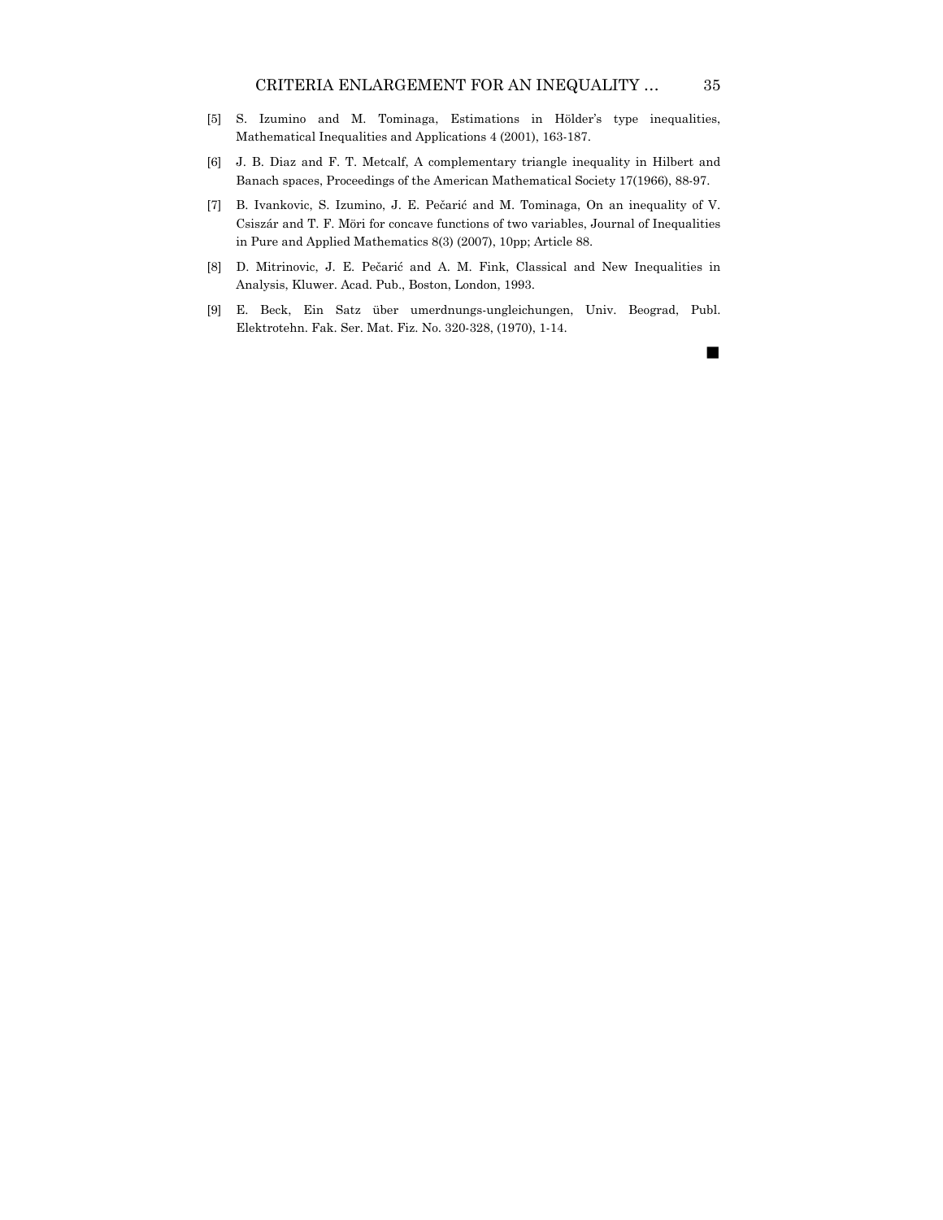[5] S. Izumino and M. Tominaga, Estimations in Hölder's type inequalities, Mathematical Inequalities and Applications 4 (2001), 163-187.

[6] J. B. Diaz and F. T. Metcalf, A complementary triangle inequality in Hilbert and Banach spaces, Proceedings of the American Mathematical Society 17(1966), 88-97.

[7] B. Ivankovic, S. Izumino, J. E. Pečarić and M. Tominaga, On an inequality of V. Csiszár and T. F. Möri for concave functions of two variables, Journal of Inequalities in Pure and Applied Mathematics 8(3) (2007), 10pp; Article 88.

[8] D. Mitrinovic, J. E. Pečarić and A. M. Fink, Classical and New Inequalities in Analysis, Kluwer. Acad. Pub., Boston, London, 1993.

[9] E. Beck, Ein Satz über umerdnungs-ungleichungen, Univ. Beograd, Publ. Elektrotehn. Fak. Ser. Mat. Fiz. No. 320-328, (1970), 1-14.

■